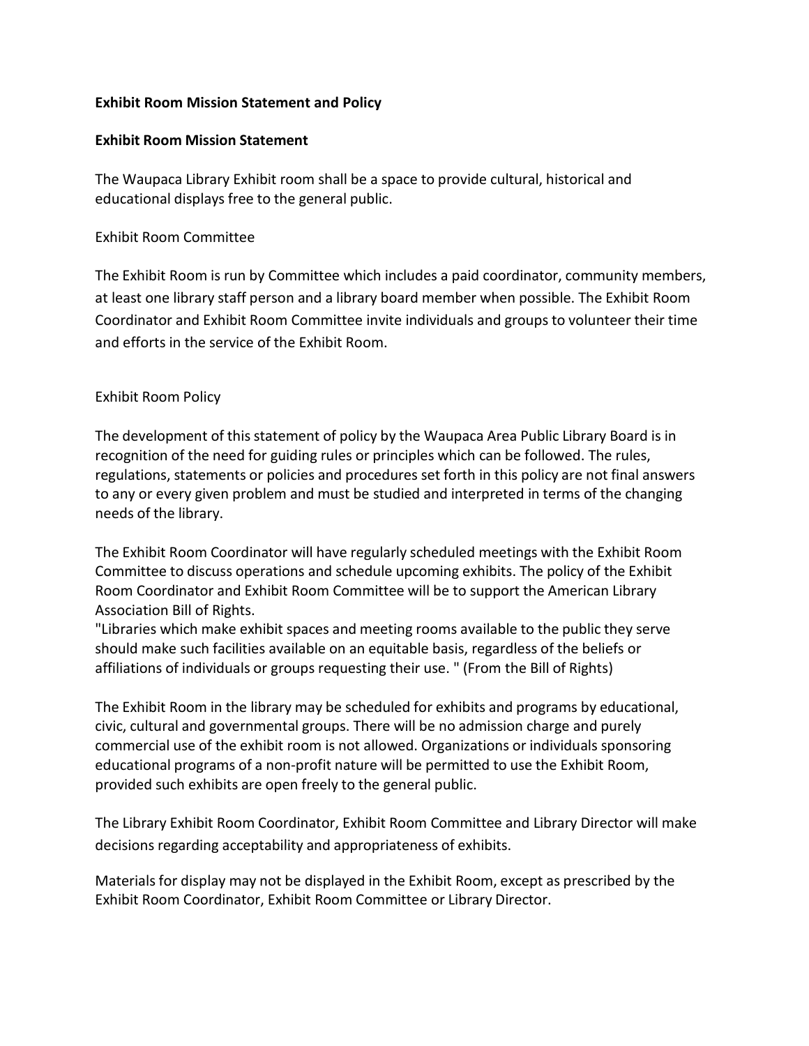**Exhibit Room Mission Statement and Policy**

**Exhibit Room Mission Statement**

The Waupaca Library Exhibit room shall be a space to provide cultural, historical and educational displays free to the general public.

Exhibit Room Committee

The Exhibit Room is run by Committee which includes a paid coordinator, community members, at least one library staff person and a library board member when possible. The Exhibit Room Coordinator and Exhibit Room Committee invite individuals and groups to volunteer their time and efforts in the service of the Exhibit Room.

Exhibit Room Policy

The development of this statement of policy by the Waupaca Area Public Library Board is in recognition of the need for guiding rules or principles which can be followed. The rules, regulations, statements or policies and procedures set forth in this policy are not final answers to any or every given problem and must be studied and interpreted in terms of the changing needs of the library.

The Exhibit Room Coordinator will have regularly scheduled meetings with the Exhibit Room Committee to discuss operations and schedule upcoming exhibits. The policy of the Exhibit Room Coordinator and Exhibit Room Committee will be to support the American Library Association Bill of Rights.
"Libraries which make exhibit spaces and meeting rooms available to the public they serve should make such facilities available on an equitable basis, regardless of the beliefs or affiliations of individuals or groups requesting their use. " (From the Bill of Rights)

The Exhibit Room in the library may be scheduled for exhibits and programs by educational, civic, cultural and governmental groups. There will be no admission charge and purely commercial use of the exhibit room is not allowed. Organizations or individuals sponsoring educational programs of a non-profit nature will be permitted to use the Exhibit Room, provided such exhibits are open freely to the general public.

The Library Exhibit Room Coordinator, Exhibit Room Committee and Library Director will make decisions regarding acceptability and appropriateness of exhibits.

Materials for display may not be displayed in the Exhibit Room, except as prescribed by the Exhibit Room Coordinator, Exhibit Room Committee or Library Director.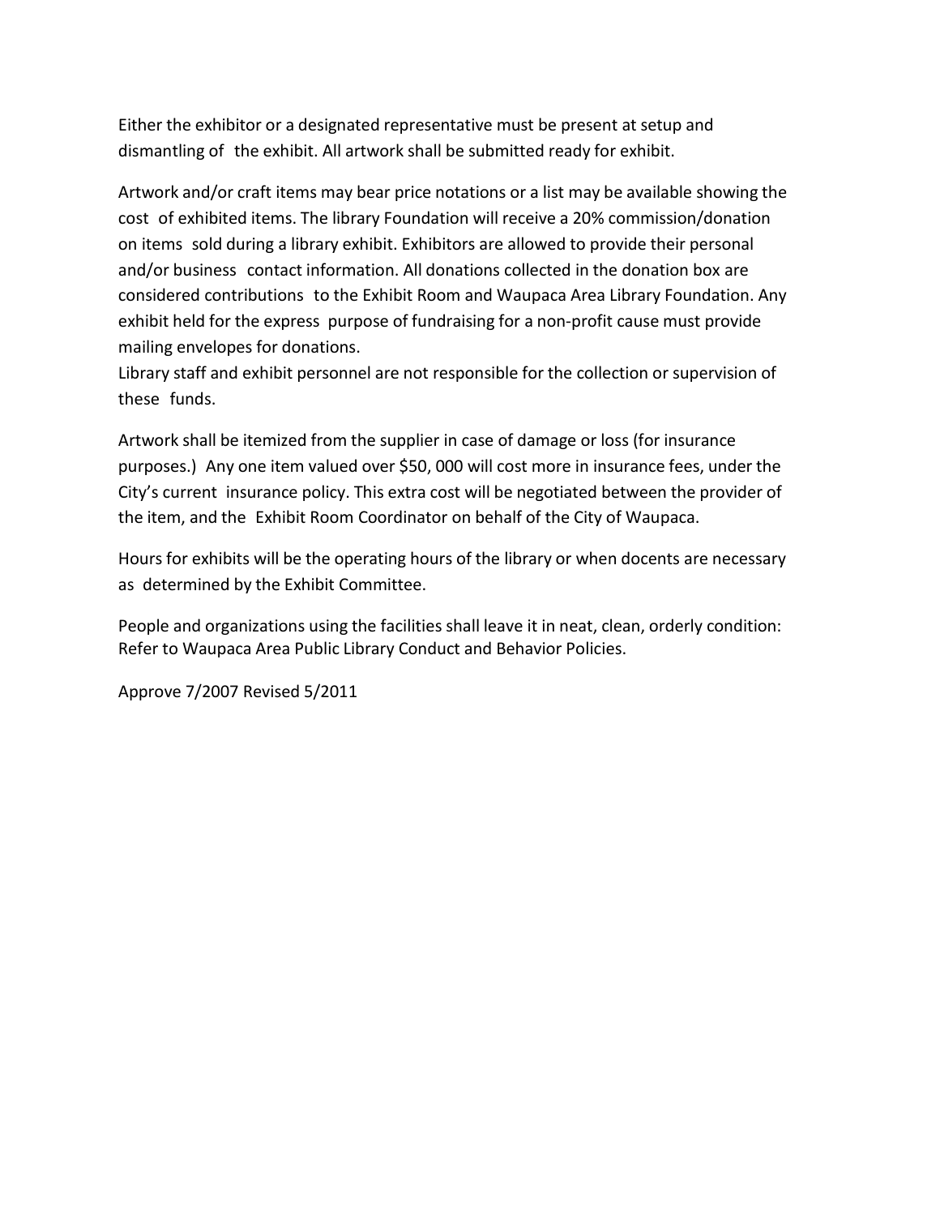Either the exhibitor or a designated representative must be present at setup and dismantling of the exhibit. All artwork shall be submitted ready for exhibit.

Artwork and/or craft items may bear price notations or a list may be available showing the cost of exhibited items. The library Foundation will receive a 20% commission/donation on items sold during a library exhibit. Exhibitors are allowed to provide their personal and/or business contact information. All donations collected in the donation box are considered contributions to the Exhibit Room and Waupaca Area Library Foundation. Any exhibit held for the express purpose of fundraising for a non-profit cause must provide mailing envelopes for donations.
Library staff and exhibit personnel are not responsible for the collection or supervision of these funds.

Artwork shall be itemized from the supplier in case of damage or loss (for insurance purposes.) Any one item valued over $50, 000 will cost more in insurance fees, under the City's current insurance policy. This extra cost will be negotiated between the provider of the item, and the Exhibit Room Coordinator on behalf of the City of Waupaca.

Hours for exhibits will be the operating hours of the library or when docents are necessary as determined by the Exhibit Committee.

People and organizations using the facilities shall leave it in neat, clean, orderly condition: Refer to Waupaca Area Public Library Conduct and Behavior Policies.

Approve 7/2007 Revised 5/2011